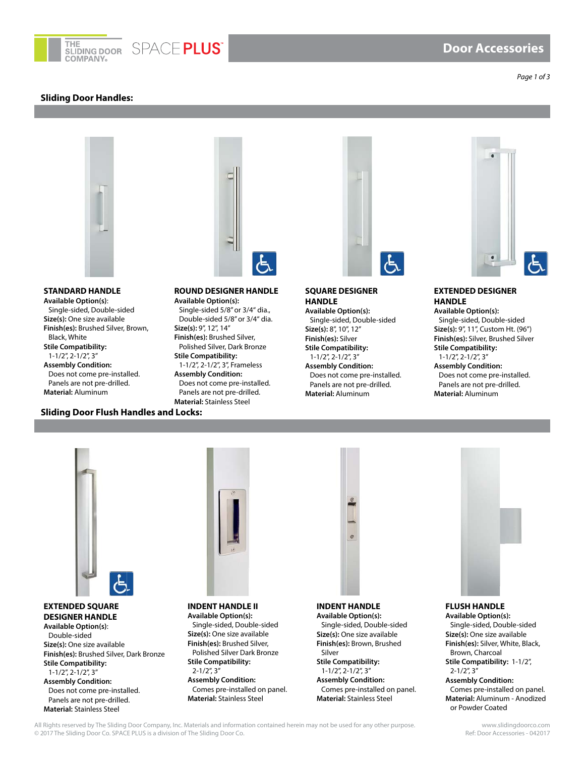# Door Accessories

## Sliding Door Handles:

### STANDARD HANDLE

**Available Option(s)**:
Single-sided, Double-sided
**Size(s):** One size available
**Finish(es):** Brushed Silver, Brown, Black, White
**Stile Compatibility:**
1-1/2", 2-1/2", 3"
**Assembly Condition:**
Does not come pre-installed.
Panels are not pre-drilled.
**Material:** Aluminum

### ROUND DESIGNER HANDLE

**Available Option(s):**
Single-sided 5/8" or 3/4" dia., Double-sided 5/8" or 3/4" dia.
**Size(s):** 9", 12", 14"
**Finish(es):** Brushed Silver, Polished Silver, Dark Bronze
**Stile Compatibility:**
1-1/2", 2-1/2", 3", Frameless
**Assembly Condition:**
Does not come pre-installed.
Panels are not pre-drilled.
**Material:** Stainless Steel

### SQUARE DESIGNER HANDLE

**Available Option(s):**
Single-sided, Double-sided
**Size(s):** 8", 10", 12"
**Finish(es):** Silver
**Stile Compatibility:**
1-1/2", 2-1/2", 3"
**Assembly Condition:**
Does not come pre-installed.
Panels are not pre-drilled.
**Material:** Aluminum

### EXTENDED DESIGNER HANDLE

**Available Option(s):**
Single-sided, Double-sided
**Size(s):** 9", 11", Custom Ht. (96")
**Finish(es):** Silver, Brushed Silver
**Stile Compatibility:**
1-1/2", 2-1/2", 3"
**Assembly Condition:**
Does not come pre-installed.
Panels are not pre-drilled.
**Material:** Aluminum

## Sliding Door Flush Handles and Locks:

### EXTENDED SQUARE DESIGNER HANDLE

**Available Option(s)**:
Double-sided
**Size(s):** One size available
**Finish(es):** Brushed Silver, Dark Bronze
**Stile Compatibility:**
1-1/2", 2-1/2", 3"
**Assembly Condition:**
Does not come pre-installed.
Panels are not pre-drilled.
**Material:** Stainless Steel

### INDENT HANDLE II

**Available Option(s):**
Single-sided, Double-sided
**Size(s):** One size available
**Finish(es):** Brushed Silver, Polished Silver Dark Bronze
**Stile Compatibility:**
2-1/2", 3"
**Assembly Condition:**
Comes pre-installed on panel.
**Material:** Stainless Steel

### INDENT HANDLE

**Available Option(s):**
Single-sided, Double-sided
**Size(s):** One size available
**Finish(es):** Brown, Brushed Silver
**Stile Compatibility:**
1-1/2", 2-1/2", 3"
**Assembly Condition:**
Comes pre-installed on panel.
**Material:** Stainless Steel

### FLUSH HANDLE

**Available Option(s):**
Single-sided, Double-sided
**Size(s):** One size available
**Finish(es):** Silver, White, Black, Brown, Charcoal
**Stile Compatibility:** 1-1/2", 2-1/2", 3"
**Assembly Condition:**
Comes pre-installed on panel.
**Material:** Aluminum - Anodized or Powder Coated

All Rights reserved by The Sliding Door Company, Inc. Materials and information contained herein may not be used for any other purpose.
© 2017 The Sliding Door Co. SPACE PLUS is a division of The Sliding Door Co.

www.slidingdoorco.com
Ref: Door Accessories - 042017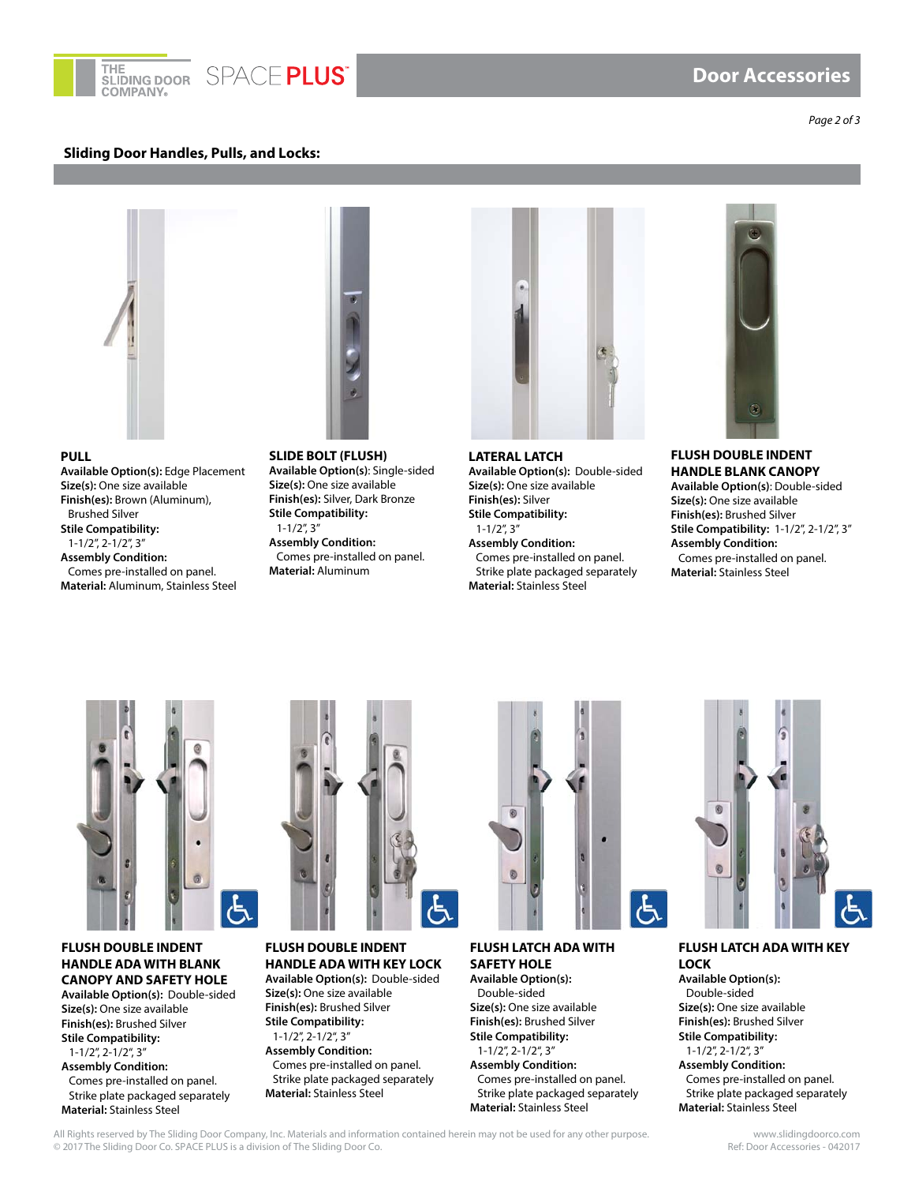## Sliding Door Handles, Pulls, and Locks:

### PULL

**Available Option(s):** Edge Placement
**Size(s):** One size available
**Finish(es):** Brown (Aluminum), Brushed Silver
**Stile Compatibility:** 1-1/2", 2-1/2", 3"
**Assembly Condition:** Comes pre-installed on panel.
**Material:** Aluminum, Stainless Steel

### SLIDE BOLT (FLUSH)

**Available Option(s)**: Single-sided
**Size(s):** One size available
**Finish(es):** Silver, Dark Bronze
**Stile Compatibility:** 1-1/2", 3"
**Assembly Condition:** Comes pre-installed on panel.
**Material:** Aluminum

### LATERAL LATCH

**Available Option(s):** Double-sided
**Size(s):** One size available
**Finish(es):** Silver
**Stile Compatibility:** 1-1/2", 3"
**Assembly Condition:** Comes pre-installed on panel. Strike plate packaged separately
**Material:** Stainless Steel

### FLUSH DOUBLE INDENT HANDLE BLANK CANOPY

**Available Option(s)**: Double-sided
**Size(s):** One size available
**Finish(es):** Brushed Silver
**Stile Compatibility:** 1-1/2", 2-1/2", 3"
**Assembly Condition:** Comes pre-installed on panel.
**Material:** Stainless Steel

### FLUSH DOUBLE INDENT HANDLE ADA WITH BLANK CANOPY AND SAFETY HOLE

**Available Option(s):** Double-sided
**Size(s):** One size available
**Finish(es):** Brushed Silver
**Stile Compatibility:** 1-1/2", 2-1/2", 3"
**Assembly Condition:** Comes pre-installed on panel. Strike plate packaged separately
**Material:** Stainless Steel

### FLUSH DOUBLE INDENT HANDLE ADA WITH KEY LOCK

**Available Option(s):** Double-sided
**Size(s):** One size available
**Finish(es):** Brushed Silver
**Stile Compatibility:** 1-1/2", 2-1/2", 3"
**Assembly Condition:** Comes pre-installed on panel. Strike plate packaged separately
**Material:** Stainless Steel

### FLUSH LATCH ADA WITH SAFETY HOLE

**Available Option(s):** Double-sided
**Size(s):** One size available
**Finish(es):** Brushed Silver
**Stile Compatibility:** 1-1/2", 2-1/2", 3"
**Assembly Condition:** Comes pre-installed on panel. Strike plate packaged separately
**Material:** Stainless Steel

### FLUSH LATCH ADA WITH KEY LOCK

**Available Option(s):** Double-sided
**Size(s):** One size available
**Finish(es):** Brushed Silver
**Stile Compatibility:** 1-1/2", 2-1/2", 3"
**Assembly Condition:** Comes pre-installed on panel. Strike plate packaged separately
**Material:** Stainless Steel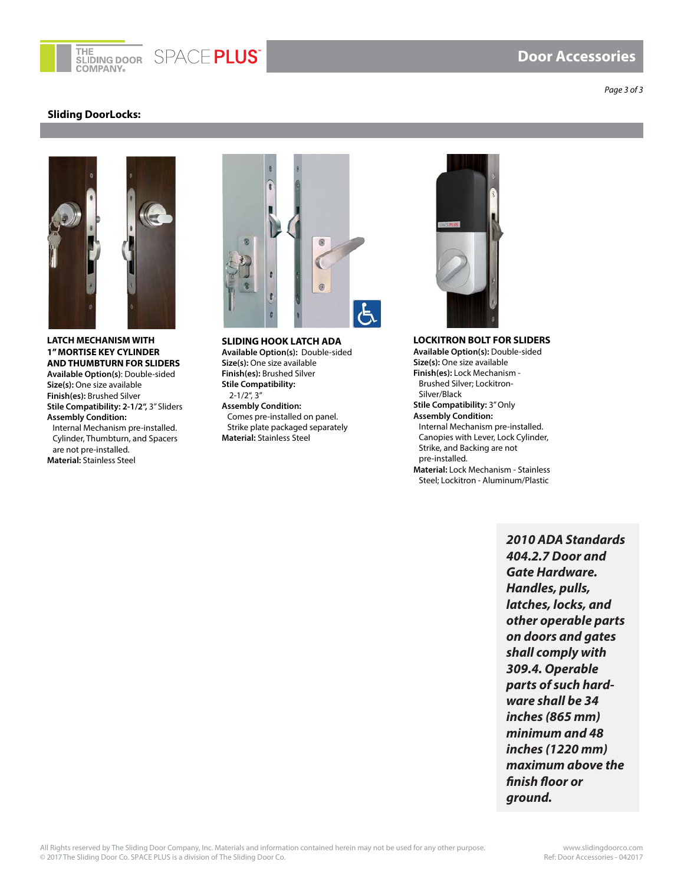## Sliding DoorLocks:

### LATCH MECHANISM WITH 1" MORTISE KEY CYLINDER AND THUMBTURN FOR SLIDERS

**Available Option(s)**: Double-sided
**Size(s):** One size available
**Finish(es):** Brushed Silver
**Stile Compatibility: 2-1/2",** 3" Sliders
**Assembly Condition:**
Internal Mechanism pre-installed. Cylinder, Thumbturn, and Spacers are not pre-installed.
**Material:** Stainless Steel

### SLIDING HOOK LATCH ADA

**Available Option(s):** Double-sided
**Size(s):** One size available
**Finish(es):** Brushed Silver
**Stile Compatibility:**
2-1/2", 3"
**Assembly Condition:**
Comes pre-installed on panel. Strike plate packaged separately
**Material:** Stainless Steel

### LOCKITRON BOLT FOR SLIDERS

**Available Option(s):** Double-sided
**Size(s):** One size available
**Finish(es):** Lock Mechanism - Brushed Silver; Lockitron- Silver/Black
**Stile Compatibility:** 3" Only
**Assembly Condition:**
Internal Mechanism pre-installed. Canopies with Lever, Lock Cylinder, Strike, and Backing are not pre-installed.
**Material:** Lock Mechanism - Stainless Steel; Lockitron - Aluminum/Plastic

***2010 ADA Standards 404.2.7 Door and Gate Hardware. Handles, pulls, latches, locks, and other operable parts on doors and gates shall comply with 309.4. Operable parts of such hardware shall be 34 inches (865 mm) minimum and 48 inches (1220 mm) maximum above the finish floor or ground.***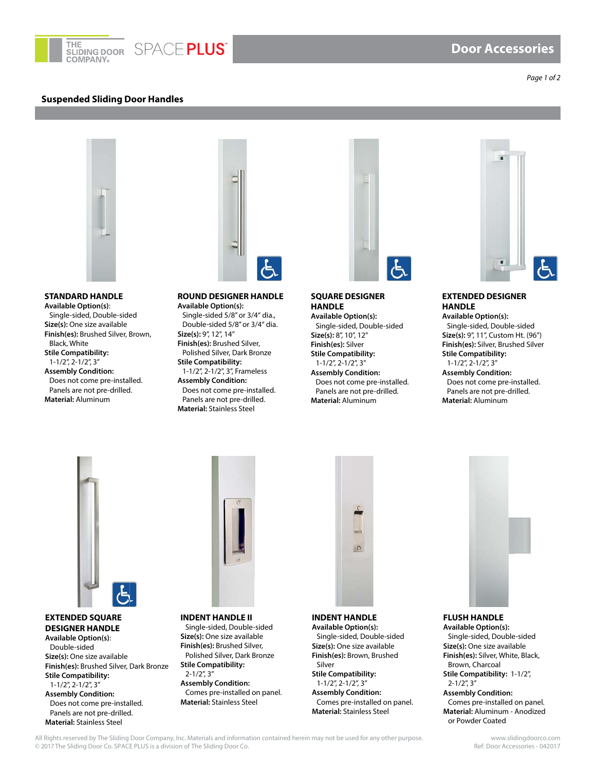# Door Accessories

## Suspended Sliding Door Handles

### STANDARD HANDLE

**Available Option(s)**:
Single-sided, Double-sided
**Size(s):** One size available
**Finish(es):** Brushed Silver, Brown, Black, White
**Stile Compatibility:**
1-1/2", 2-1/2", 3"
**Assembly Condition:**
Does not come pre-installed. Panels are not pre-drilled.
**Material:** Aluminum

### ROUND DESIGNER HANDLE

**Available Option(s):**
Single-sided 5/8" or 3/4" dia., Double-sided 5/8" or 3/4" dia.
**Size(s):** 9", 12", 14"
**Finish(es):** Brushed Silver, Polished Silver, Dark Bronze
**Stile Compatibility:**
1-1/2", 2-1/2", 3", Frameless
**Assembly Condition:**
Does not come pre-installed. Panels are not pre-drilled.
**Material:** Stainless Steel

### SQUARE DESIGNER HANDLE

**Available Option(s):**
Single-sided, Double-sided
**Size(s):** 8", 10", 12"
**Finish(es):** Silver
**Stile Compatibility:**
1-1/2", 2-1/2", 3"
**Assembly Condition:**
Does not come pre-installed. Panels are not pre-drilled.
**Material:** Aluminum

### EXTENDED DESIGNER HANDLE

**Available Option(s):**
Single-sided, Double-sided
**Size(s):** 9", 11", Custom Ht. (96")
**Finish(es):** Silver, Brushed Silver
**Stile Compatibility:**
1-1/2", 2-1/2", 3"
**Assembly Condition:**
Does not come pre-installed. Panels are not pre-drilled.
**Material:** Aluminum

### EXTENDED SQUARE DESIGNER HANDLE

**Available Option(s)**:
Double-sided
**Size(s):** One size available
**Finish(es):** Brushed Silver, Dark Bronze
**Stile Compatibility:**
1-1/2", 2-1/2", 3"
**Assembly Condition:**
Does not come pre-installed. Panels are not pre-drilled.
**Material:** Stainless Steel

### INDENT HANDLE II

Single-sided, Double-sided
**Size(s):** One size available
**Finish(es):** Brushed Silver, Polished Silver, Dark Bronze
**Stile Compatibility:**
2-1/2", 3"
**Assembly Condition:**
Comes pre-installed on panel.
**Material:** Stainless Steel

### INDENT HANDLE

**Available Option(s):**
Single-sided, Double-sided
**Size(s):** One size available
**Finish(es):** Brown, Brushed Silver
**Stile Compatibility:**
1-1/2", 2-1/2", 3"
**Assembly Condition:**
Comes pre-installed on panel.
**Material:** Stainless Steel

### FLUSH HANDLE

**Available Option(s):**
Single-sided, Double-sided
**Size(s):** One size available
**Finish(es):** Silver, White, Black, Brown, Charcoal
**Stile Compatibility:** 1-1/2", 2-1/2", 3"
**Assembly Condition:**
Comes pre-installed on panel.
**Material:** Aluminum - Anodized or Powder Coated

All Rights reserved by The Sliding Door Company, Inc. Materials and information contained herein may not be used for any other purpose.
© 2017 The Sliding Door Co. SPACE PLUS is a division of The Sliding Door Co.

www.slidingdoorco.com
Ref: Door Accessories - 042017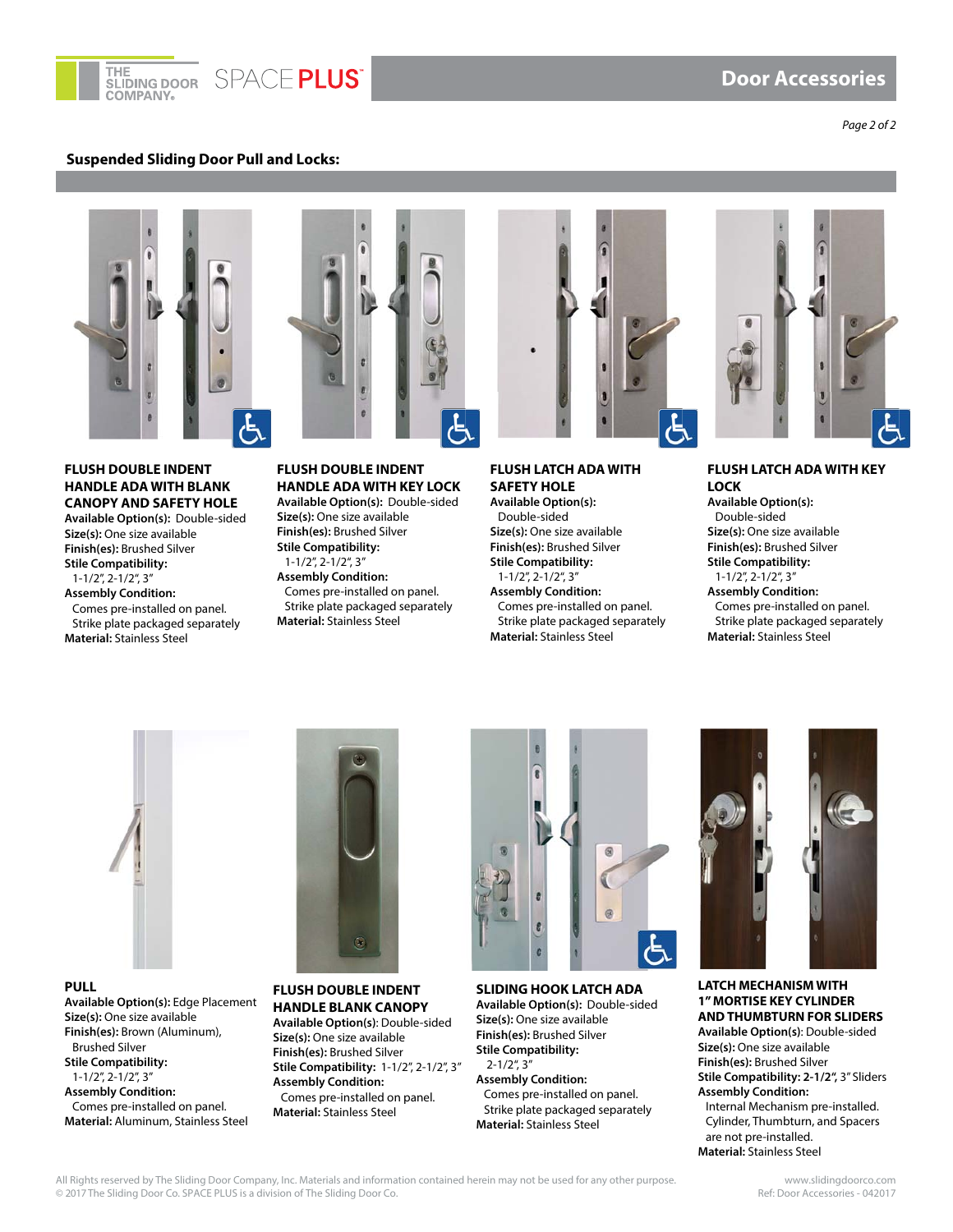## Suspended Sliding Door Pull and Locks:

### FLUSH DOUBLE INDENT HANDLE ADA WITH BLANK CANOPY AND SAFETY HOLE

**Available Option(s):** Double-sided
**Size(s):** One size available
**Finish(es):** Brushed Silver
**Stile Compatibility:**
1-1/2", 2-1/2", 3"
**Assembly Condition:**
Comes pre-installed on panel.
Strike plate packaged separately
**Material:** Stainless Steel

### FLUSH DOUBLE INDENT HANDLE ADA WITH KEY LOCK

**Available Option(s):** Double-sided
**Size(s):** One size available
**Finish(es):** Brushed Silver
**Stile Compatibility:**
1-1/2", 2-1/2", 3"
**Assembly Condition:**
Comes pre-installed on panel.
Strike plate packaged separately
**Material:** Stainless Steel

### FLUSH LATCH ADA WITH SAFETY HOLE

**Available Option(s):**
Double-sided
**Size(s):** One size available
**Finish(es):** Brushed Silver
**Stile Compatibility:**
1-1/2", 2-1/2", 3"
**Assembly Condition:**
Comes pre-installed on panel.
Strike plate packaged separately
**Material:** Stainless Steel

### FLUSH LATCH ADA WITH KEY LOCK

**Available Option(s):**
Double-sided
**Size(s):** One size available
**Finish(es):** Brushed Silver
**Stile Compatibility:**
1-1/2", 2-1/2", 3"
**Assembly Condition:**
Comes pre-installed on panel.
Strike plate packaged separately
**Material:** Stainless Steel

### PULL

**Available Option(s):** Edge Placement
**Size(s):** One size available
**Finish(es):** Brown (Aluminum),
Brushed Silver
**Stile Compatibility:**
1-1/2", 2-1/2", 3"
**Assembly Condition:**
Comes pre-installed on panel.
**Material:** Aluminum, Stainless Steel

### FLUSH DOUBLE INDENT HANDLE BLANK CANOPY

**Available Option(s)**: Double-sided
**Size(s):** One size available
**Finish(es):** Brushed Silver
**Stile Compatibility:** 1-1/2", 2-1/2", 3"
**Assembly Condition:**
Comes pre-installed on panel.
**Material:** Stainless Steel

### SLIDING HOOK LATCH ADA

**Available Option(s):** Double-sided
**Size(s):** One size available
**Finish(es):** Brushed Silver
**Stile Compatibility:**
2-1/2", 3"
**Assembly Condition:**
Comes pre-installed on panel.
Strike plate packaged separately
**Material:** Stainless Steel

### LATCH MECHANISM WITH 1" MORTISE KEY CYLINDER AND THUMBTURN FOR SLIDERS

**Available Option(s):** Double-sided
**Size(s):** One size available
**Finish(es):** Brushed Silver
**Stile Compatibility: 2-1/2",** 3" Sliders
**Assembly Condition:**
Internal Mechanism pre-installed.
Cylinder, Thumbturn, and Spacers are not pre-installed.
**Material:** Stainless Steel

All Rights reserved by The Sliding Door Company, Inc. Materials and information contained herein may not be used for any other purpose.
© 2017 The Sliding Door Co. SPACE PLUS is a division of The Sliding Door Co.

www.slidingdoorco.com
Ref: Door Accessories - 042017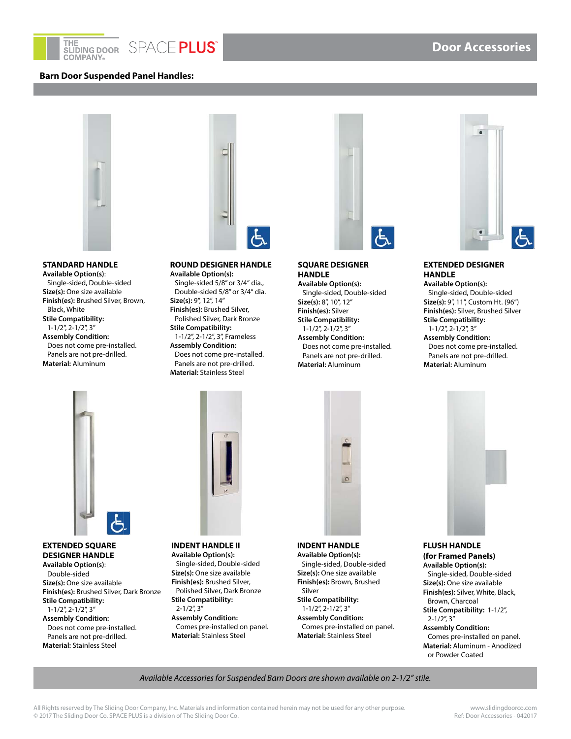# Door Accessories

## Barn Door Suspended Panel Handles:

### STANDARD HANDLE

**Available Option(s)**:
Single-sided, Double-sided
**Size(s):** One size available
**Finish(es):** Brushed Silver, Brown, Black, White
**Stile Compatibility:**
1-1/2", 2-1/2", 3"
**Assembly Condition:**
Does not come pre-installed. Panels are not pre-drilled.
**Material:** Aluminum

### ROUND DESIGNER HANDLE

**Available Option(s):**
Single-sided 5/8" or 3/4" dia., Double-sided 5/8" or 3/4" dia.
**Size(s):** 9", 12", 14"
**Finish(es):** Brushed Silver, Polished Silver, Dark Bronze
**Stile Compatibility:**
1-1/2", 2-1/2", 3", Frameless
**Assembly Condition:**
Does not come pre-installed. Panels are not pre-drilled.
**Material:** Stainless Steel

### SQUARE DESIGNER HANDLE

**Available Option(s):**
Single-sided, Double-sided
**Size(s):** 8", 10", 12"
**Finish(es):** Silver
**Stile Compatibility:**
1-1/2", 2-1/2", 3"
**Assembly Condition:**
Does not come pre-installed. Panels are not pre-drilled.
**Material:** Aluminum

### EXTENDED DESIGNER HANDLE

**Available Option(s):**
Single-sided, Double-sided
**Size(s):** 9", 11", Custom Ht. (96")
**Finish(es):** Silver, Brushed Silver
**Stile Compatibility:**
1-1/2", 2-1/2", 3"
**Assembly Condition:**
Does not come pre-installed. Panels are not pre-drilled.
**Material:** Aluminum

### EXTENDED SQUARE DESIGNER HANDLE

**Available Option(s)**:
Double-sided
**Size(s):** One size available
**Finish(es):** Brushed Silver, Dark Bronze
**Stile Compatibility:**
1-1/2", 2-1/2", 3"
**Assembly Condition:**
Does not come pre-installed. Panels are not pre-drilled.
**Material:** Stainless Steel

### INDENT HANDLE II

**Available Option(s):**
Single-sided, Double-sided
**Size(s):** One size available
**Finish(es):** Brushed Silver, Polished Silver, Dark Bronze
**Stile Compatibility:**
2-1/2", 3"
**Assembly Condition:**
Comes pre-installed on panel.
**Material:** Stainless Steel

### INDENT HANDLE

**Available Option(s):**
Single-sided, Double-sided
**Size(s):** One size available
**Finish(es):** Brown, Brushed Silver
**Stile Compatibility:**
1-1/2", 2-1/2", 3"
**Assembly Condition:**
Comes pre-installed on panel.
**Material:** Stainless Steel

### FLUSH HANDLE (for Framed Panels)

**Available Option(s):**
Single-sided, Double-sided
**Size(s):** One size available
**Finish(es):** Silver, White, Black, Brown, Charcoal
**Stile Compatibility:** 1-1/2", 2-1/2", 3"
**Assembly Condition:**
Comes pre-installed on panel.
**Material:** Aluminum - Anodized or Powder Coated

*Available Accessories for Suspended Barn Doors are shown available on 2-1/2" stile.*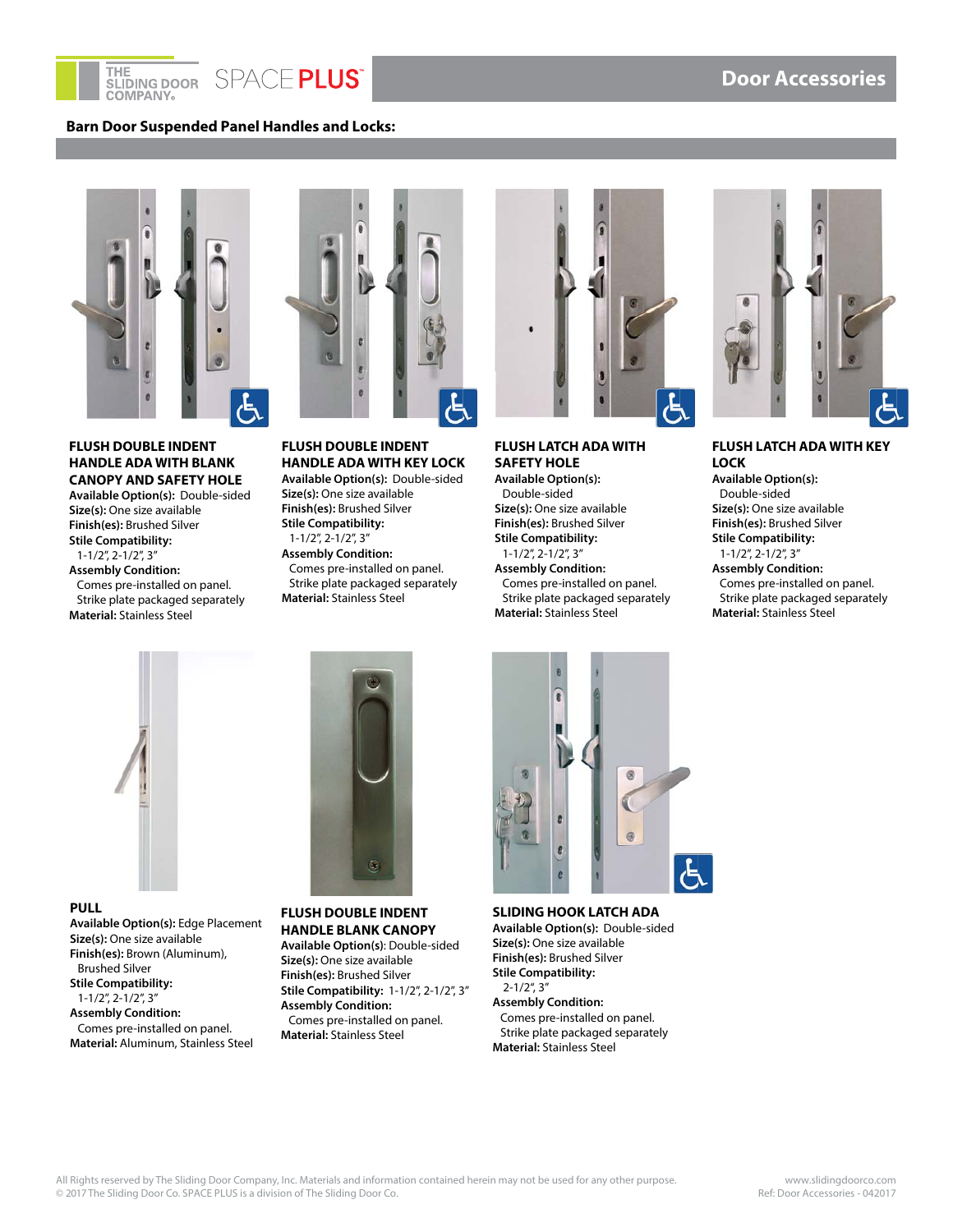## Door Accessories

### Barn Door Suspended Panel Handles and Locks:

**FLUSH DOUBLE INDENT HANDLE ADA WITH BLANK CANOPY AND SAFETY HOLE**
**Available Option(s):** Double-sided
**Size(s):** One size available
**Finish(es):** Brushed Silver
**Stile Compatibility:**
1-1/2", 2-1/2", 3"
**Assembly Condition:**
Comes pre-installed on panel.
Strike plate packaged separately
**Material:** Stainless Steel

**FLUSH DOUBLE INDENT HANDLE ADA WITH KEY LOCK**
**Available Option(s):** Double-sided
**Size(s):** One size available
**Finish(es):** Brushed Silver
**Stile Compatibility:**
1-1/2", 2-1/2", 3"
**Assembly Condition:**
Comes pre-installed on panel.
Strike plate packaged separately
**Material:** Stainless Steel

**FLUSH LATCH ADA WITH SAFETY HOLE**
**Available Option(s):**
Double-sided
**Size(s):** One size available
**Finish(es):** Brushed Silver
**Stile Compatibility:**
1-1/2", 2-1/2", 3"
**Assembly Condition:**
Comes pre-installed on panel.
Strike plate packaged separately
**Material:** Stainless Steel

**FLUSH LATCH ADA WITH KEY LOCK**
**Available Option(s):**
Double-sided
**Size(s):** One size available
**Finish(es):** Brushed Silver
**Stile Compatibility:**
1-1/2", 2-1/2", 3"
**Assembly Condition:**
Comes pre-installed on panel.
Strike plate packaged separately
**Material:** Stainless Steel

**PULL**
**Available Option(s):** Edge Placement
**Size(s):** One size available
**Finish(es):** Brown (Aluminum), Brushed Silver
**Stile Compatibility:**
1-1/2", 2-1/2", 3"
**Assembly Condition:**
Comes pre-installed on panel.
**Material:** Aluminum, Stainless Steel

**FLUSH DOUBLE INDENT HANDLE BLANK CANOPY**
**Available Option(s)**: Double-sided
**Size(s):** One size available
**Finish(es):** Brushed Silver
**Stile Compatibility:** 1-1/2", 2-1/2", 3"
**Assembly Condition:**
Comes pre-installed on panel.
**Material:** Stainless Steel

**SLIDING HOOK LATCH ADA**
**Available Option(s):** Double-sided
**Size(s):** One size available
**Finish(es):** Brushed Silver
**Stile Compatibility:**
2-1/2", 3"
**Assembly Condition:**
Comes pre-installed on panel.
Strike plate packaged separately
**Material:** Stainless Steel

All Rights reserved by The Sliding Door Company, Inc. Materials and information contained herein may not be used for any other purpose.
© 2017 The Sliding Door Co. SPACE PLUS is a division of The Sliding Door Co.

www.slidingdoorco.com
Ref: Door Accessories - 042017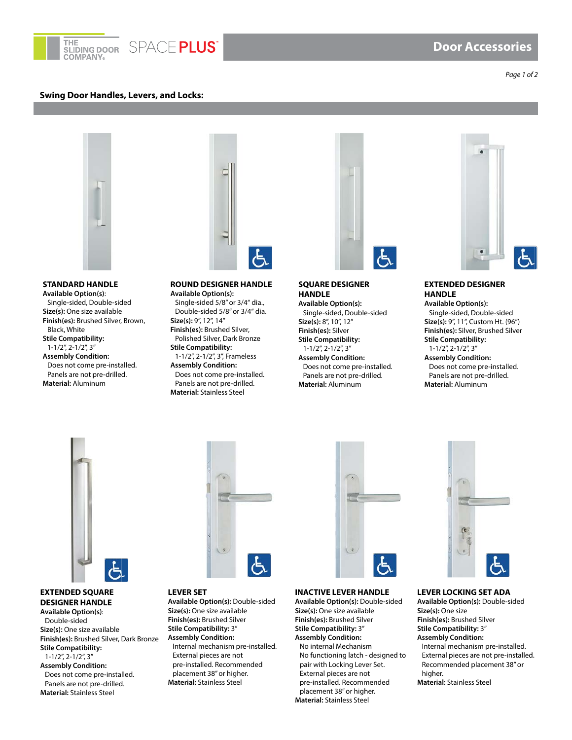# Door Accessories

## Swing Door Handles, Levers, and Locks:

### STANDARD HANDLE

**Available Option(s)**:
Single-sided, Double-sided
**Size(s):** One size available
**Finish(es):** Brushed Silver, Brown, Black, White
**Stile Compatibility:**
1-1/2", 2-1/2", 3"
**Assembly Condition:**
Does not come pre-installed. Panels are not pre-drilled.
**Material:** Aluminum

### ROUND DESIGNER HANDLE

**Available Option(s):**
Single-sided 5/8" or 3/4" dia., Double-sided 5/8" or 3/4" dia.
**Size(s):** 9", 12", 14"
**Finish(es):** Brushed Silver, Polished Silver, Dark Bronze
**Stile Compatibility:**
1-1/2", 2-1/2", 3", Frameless
**Assembly Condition:**
Does not come pre-installed. Panels are not pre-drilled.
**Material:** Stainless Steel

### SQUARE DESIGNER HANDLE

**Available Option(s):**
Single-sided, Double-sided
**Size(s):** 8", 10", 12"
**Finish(es):** Silver
**Stile Compatibility:**
1-1/2", 2-1/2", 3"
**Assembly Condition:**
Does not come pre-installed. Panels are not pre-drilled.
**Material:** Aluminum

### EXTENDED DESIGNER HANDLE

**Available Option(s):**
Single-sided, Double-sided
**Size(s):** 9", 11", Custom Ht. (96")
**Finish(es):** Silver, Brushed Silver
**Stile Compatibility:**
1-1/2", 2-1/2", 3"
**Assembly Condition:**
Does not come pre-installed. Panels are not pre-drilled.
**Material:** Aluminum

### EXTENDED SQUARE DESIGNER HANDLE

**Available Option(s)**:
Double-sided
**Size(s):** One size available
**Finish(es):** Brushed Silver, Dark Bronze
**Stile Compatibility:**
1-1/2", 2-1/2", 3"
**Assembly Condition:**
Does not come pre-installed. Panels are not pre-drilled.
**Material:** Stainless Steel

### LEVER SET

**Available Option(s):** Double-sided
**Size(s):** One size available
**Finish(es):** Brushed Silver
**Stile Compatibility:** 3"
**Assembly Condition:**
Internal mechanism pre-installed. External pieces are not pre-installed. Recommended placement 38" or higher.
**Material:** Stainless Steel

### INACTIVE LEVER HANDLE

**Available Option(s):** Double-sided
**Size(s):** One size available
**Finish(es):** Brushed Silver
**Stile Compatibility:** 3"
**Assembly Condition:**
No internal Mechanism
No functioning latch - designed to pair with Locking Lever Set.
External pieces are not pre-installed. Recommended placement 38" or higher.
**Material:** Stainless Steel

### LEVER LOCKING SET ADA

**Available Option(s):** Double-sided
**Size(s):** One size
**Finish(es):** Brushed Silver
**Stile Compatibility:** 3"
**Assembly Condition:**
Internal mechanism pre-installed. External pieces are not pre-installed. Recommended placement 38" or higher.
**Material:** Stainless Steel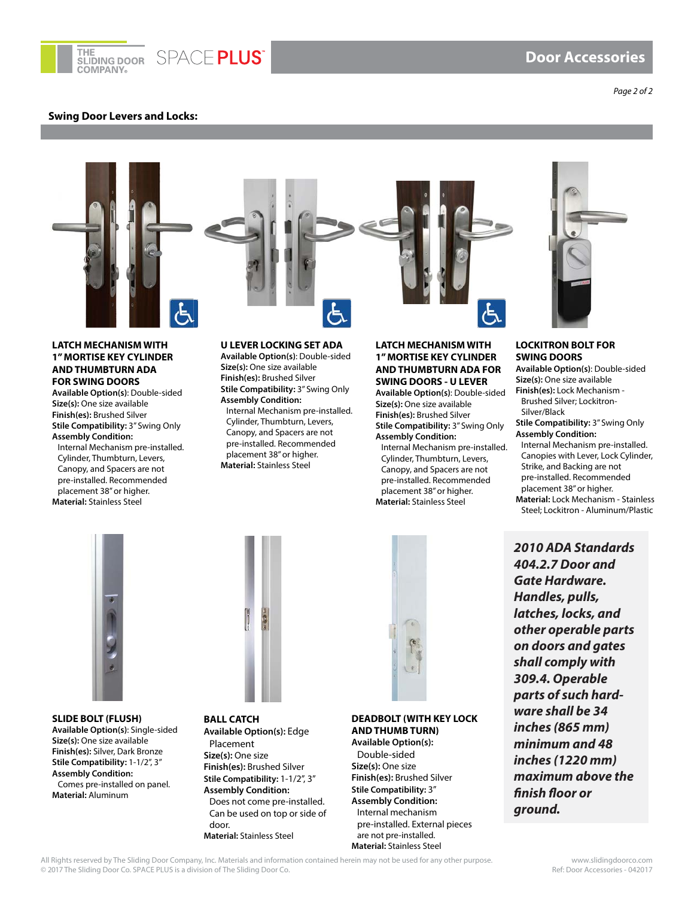## Swing Door Levers and Locks:

### LATCH MECHANISM WITH 1" MORTISE KEY CYLINDER AND THUMBTURN ADA FOR SWING DOORS

**Available Option(s)**: Double-sided
**Size(s):** One size available
**Finish(es):** Brushed Silver
**Stile Compatibility:** 3" Swing Only
**Assembly Condition:**
Internal Mechanism pre-installed. Cylinder, Thumbturn, Levers, Canopy, and Spacers are not pre-installed. Recommended placement 38" or higher.
**Material:** Stainless Steel

### U LEVER LOCKING SET ADA

**Available Option(s)**: Double-sided
**Size(s):** One size available
**Finish(es):** Brushed Silver
**Stile Compatibility:** 3" Swing Only
**Assembly Condition:**
Internal Mechanism pre-installed. Cylinder, Thumbturn, Levers, Canopy, and Spacers are not pre-installed. Recommended placement 38" or higher.
**Material:** Stainless Steel

### LATCH MECHANISM WITH 1" MORTISE KEY CYLINDER AND THUMBTURN ADA FOR SWING DOORS - U LEVER

**Available Option(s)**: Double-sided
**Size(s):** One size available
**Finish(es):** Brushed Silver
**Stile Compatibility:** 3" Swing Only
**Assembly Condition:**
Internal Mechanism pre-installed. Cylinder, Thumbturn, Levers, Canopy, and Spacers are not pre-installed. Recommended placement 38" or higher.
**Material:** Stainless Steel

### LOCKITRON BOLT FOR SWING DOORS

**Available Option(s)**: Double-sided
**Size(s):** One size available
**Finish(es):** Lock Mechanism - Brushed Silver; Lockitron- Silver/Black
**Stile Compatibility:** 3" Swing Only
**Assembly Condition:**
Internal Mechanism pre-installed. Canopies with Lever, Lock Cylinder, Strike, and Backing are not pre-installed. Recommended placement 38" or higher.
**Material:** Lock Mechanism - Stainless Steel; Lockitron - Aluminum/Plastic

### SLIDE BOLT (FLUSH)

**Available Option(s)**: Single-sided
**Size(s):** One size available
**Finish(es):** Silver, Dark Bronze
**Stile Compatibility:** 1-1/2", 3"
**Assembly Condition:**
Comes pre-installed on panel.
**Material:** Aluminum

### BALL CATCH

**Available Option(s):** Edge Placement
**Size(s):** One size
**Finish(es):** Brushed Silver
**Stile Compatibility:** 1-1/2", 3"
**Assembly Condition:**
Does not come pre-installed. Can be used on top or side of door.
**Material:** Stainless Steel

### DEADBOLT (WITH KEY LOCK AND THUMB TURN)

**Available Option(s):**
Double-sided
**Size(s):** One size
**Finish(es):** Brushed Silver
**Stile Compatibility:** 3"
**Assembly Condition:**
Internal mechanism pre-installed. External pieces are not pre-installed.
**Material:** Stainless Steel

***2010 ADA Standards 404.2.7 Door and Gate Hardware. Handles, pulls, latches, locks, and other operable parts on doors and gates shall comply with 309.4. Operable parts of such hardware shall be 34 inches (865 mm) minimum and 48 inches (1220 mm) maximum above the finish floor or ground.***

All Rights reserved by The Sliding Door Company, Inc. Materials and information contained herein may not be used for any other purpose.
© 2017 The Sliding Door Co. SPACE PLUS is a division of The Sliding Door Co.

www.slidingdoorco.com
Ref: Door Accessories - 042017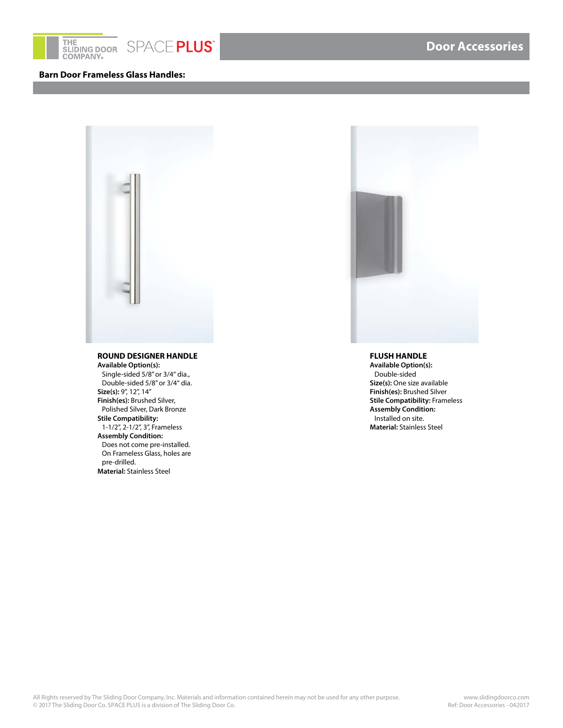## Barn Door Frameless Glass Handles:

### ROUND DESIGNER HANDLE

**Available Option(s):**
Single-sided 5/8" or 3/4" dia.,
Double-sided 5/8" or 3/4" dia.

**Size(s):** 9", 12", 14"

**Finish(es):** Brushed Silver, Polished Silver, Dark Bronze

**Stile Compatibility:**
1-1/2", 2-1/2", 3", Frameless

**Assembly Condition:**
Does not come pre-installed. On Frameless Glass, holes are pre-drilled.

**Material:** Stainless Steel

### FLUSH HANDLE

**Available Option(s):**
Double-sided

**Size(s):** One size available

**Finish(es):** Brushed Silver

**Stile Compatibility:** Frameless

**Assembly Condition:**
Installed on site.

**Material:** Stainless Steel